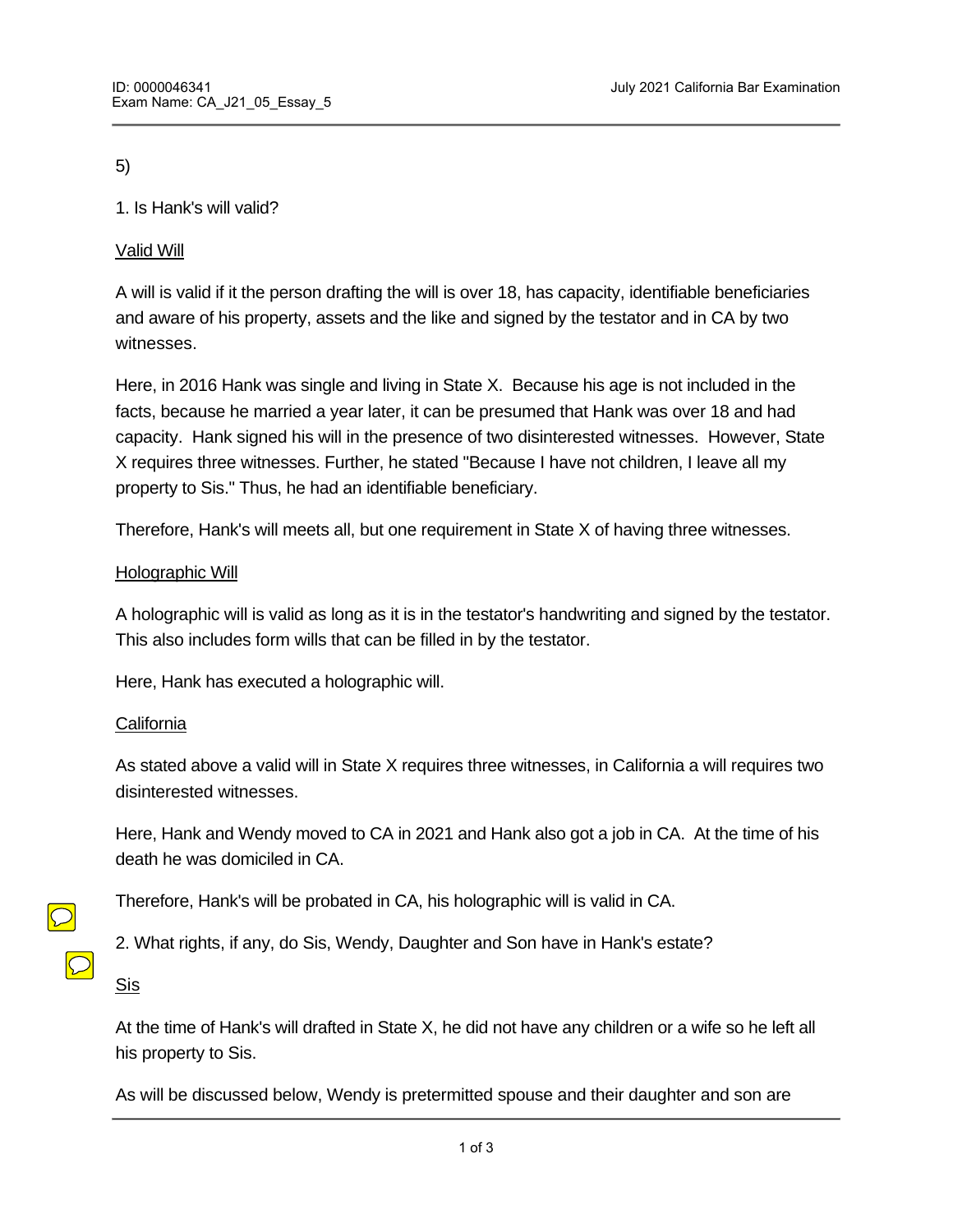5)

1. Is Hank's will valid?

Valid Will

A will is valid if it the person drafting the will is over 18, has capacity, identifiable beneficiaries and aware of his property, assets and the like and signed by the testator and in CA by two witnesses.

Here, in 2016 Hank was single and living in State X. Because his age is not included in the facts, because he married a year later, it can be presumed that Hank was over 18 and had capacity. Hank signed his will in the presence of two disinterested witnesses. However, State X requires three witnesses. Further, he stated "Because I have not children, I leave all my property to Sis." Thus, he had an identifiable beneficiary.

Therefore, Hank's will meets all, but one requirement in State X of having three witnesses.

Holographic Will

A holographic will is valid as long as it is in the testator's handwriting and signed by the testator. This also includes form wills that can be filled in by the testator.

Here, Hank has executed a holographic will.

California

As stated above a valid will in State X requires three witnesses, in California a will requires two disinterested witnesses.

Here, Hank and Wendy moved to CA in 2021 and Hank also got a job in CA. At the time of his death he was domiciled in CA.

Therefore, Hank's will be probated in CA, his holographic will is valid in CA.

2. What rights, if any, do Sis, Wendy, Daughter and Son have in Hank's estate?

Sis

At the time of Hank's will drafted in State X, he did not have any children or a wife so he left all his property to Sis.

As will be discussed below, Wendy is pretermitted spouse and their daughter and son are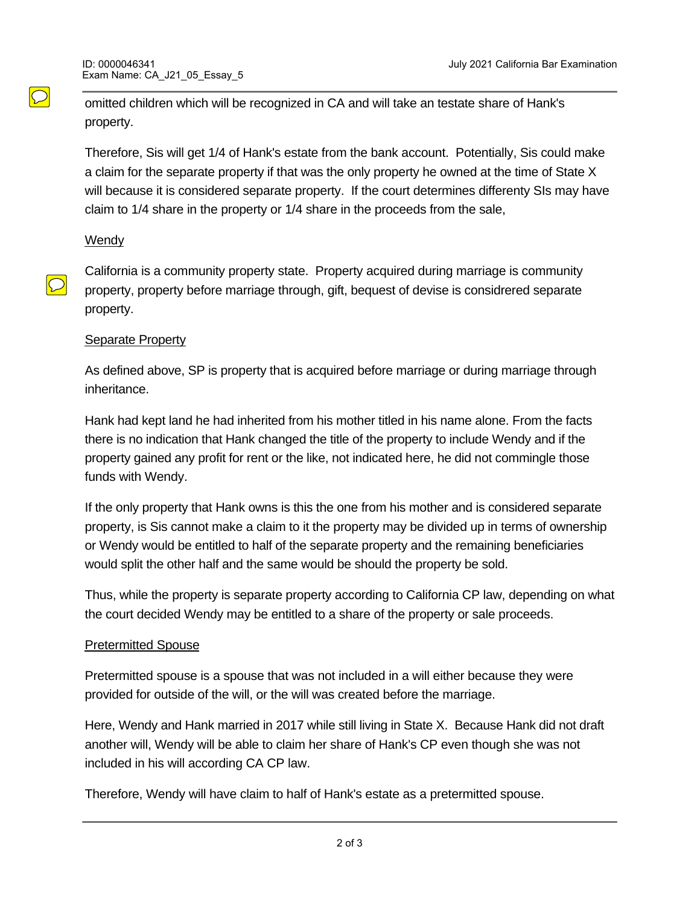omitted children which will be recognized in CA and will take an testate share of Hank's property.

Therefore, Sis will get 1/4 of Hank's estate from the bank account. Potentially, Sis could make a claim for the separate property if that was the only property he owned at the time of State X will because it is considered separate property. If the court determines differenty SIs may have claim to 1/4 share in the property or 1/4 share in the proceeds from the sale,

<u>Wendy</u>

California is a community property state. Property acquired during marriage is community property, property before marriage through, gift, bequest of devise is considrered separate property.

<u>Separate Property</u>

As defined above, SP is property that is acquired before marriage or during marriage through inheritance.

Hank had kept land he had inherited from his mother titled in his name alone. From the facts there is no indication that Hank changed the title of the property to include Wendy and if the property gained any profit for rent or the like, not indicated here, he did not commingle those funds with Wendy.

If the only property that Hank owns is this the one from his mother and is considered separate property, is Sis cannot make a claim to it the property may be divided up in terms of ownership or Wendy would be entitled to half of the separate property and the remaining beneficiaries would split the other half and the same would be should the property be sold.

Thus, while the property is separate property according to California CP law, depending on what the court decided Wendy may be entitled to a share of the property or sale proceeds.

<u>Pretermitted Spouse</u>

Pretermitted spouse is a spouse that was not included in a will either because they were provided for outside of the will, or the will was created before the marriage.

Here, Wendy and Hank married in 2017 while still living in State X. Because Hank did not draft another will, Wendy will be able to claim her share of Hank's CP even though she was not included in his will according CA CP law.

Therefore, Wendy will have claim to half of Hank's estate as a pretermitted spouse.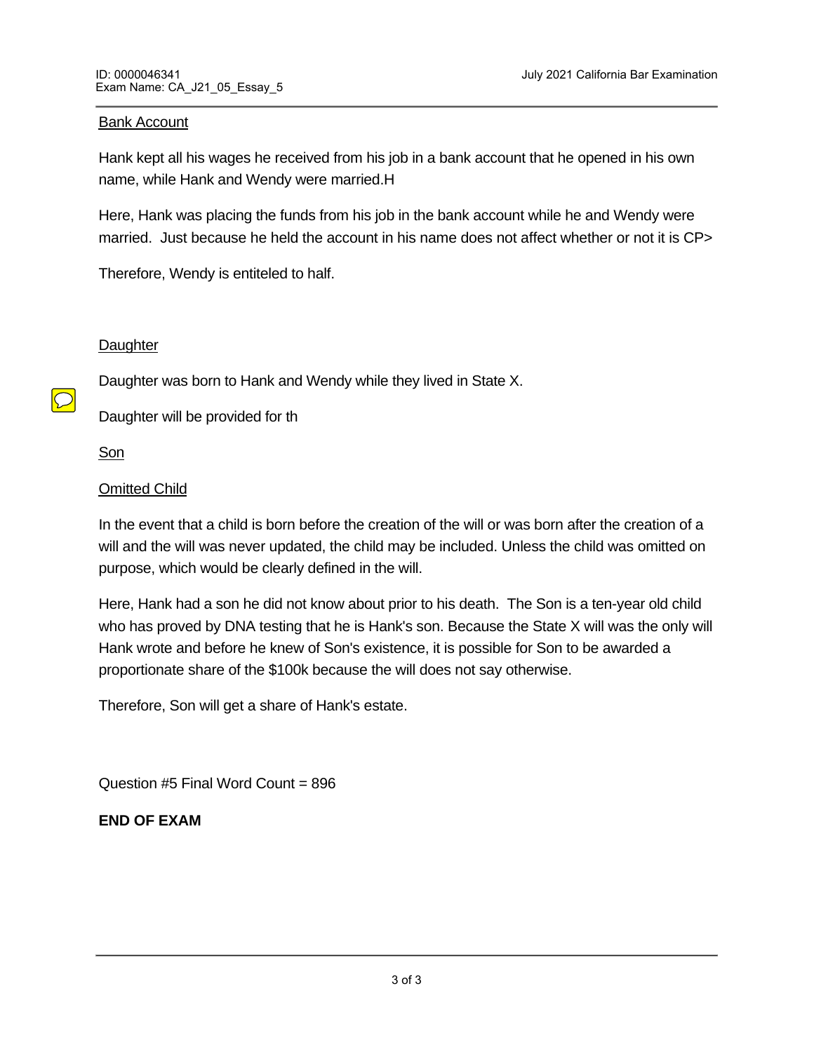<u>Bank Account</u>

Hank kept all his wages he received from his job in a bank account that he opened in his own name, while Hank and Wendy were married.H

Here, Hank was placing the funds from his job in the bank account while he and Wendy were married. Just because he held the account in his name does not affect whether or not it is CP>

Therefore, Wendy is entiteled to half.

<u>Daughter</u>

Daughter was born to Hank and Wendy while they lived in State X.

Daughter will be provided for th

<u>Son</u>

<u>Omitted Child</u>

In the event that a child is born before the creation of the will or was born after the creation of a will and the will was never updated, the child may be included. Unless the child was omitted on purpose, which would be clearly defined in the will.

Here, Hank had a son he did not know about prior to his death. The Son is a ten-year old child who has proved by DNA testing that he is Hank's son. Because the State X will was the only will Hank wrote and before he knew of Son's existence, it is possible for Son to be awarded a proportionate share of the $100k because the will does not say otherwise.

Therefore, Son will get a share of Hank's estate.

Question #5 Final Word Count = 896

**END OF EXAM**